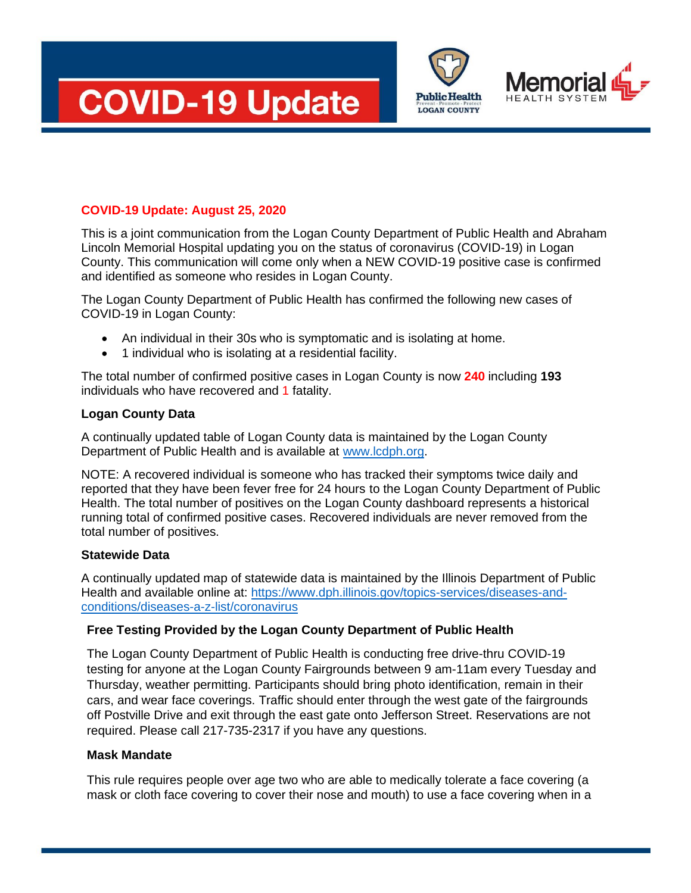# COVID-19 Update

Public Health LOGAN COUNTY — Prevent · Promote · Protect

Memorial HEALTH SYSTEM

**COVID-19 Update: August 25, 2020**

This is a joint communication from the Logan County Department of Public Health and Abraham Lincoln Memorial Hospital updating you on the status of coronavirus (COVID-19) in Logan County. This communication will come only when a NEW COVID-19 positive case is confirmed and identified as someone who resides in Logan County.

The Logan County Department of Public Health has confirmed the following new cases of COVID-19 in Logan County:

- An individual in their 30s who is symptomatic and is isolating at home.
- 1 individual who is isolating at a residential facility.

The total number of confirmed positive cases in Logan County is now **240** including **193** individuals who have recovered and 1 fatality.

**Logan County Data**

A continually updated table of Logan County data is maintained by the Logan County Department of Public Health and is available at [www.lcdph.org](http://www.lcdph.org).

NOTE: A recovered individual is someone who has tracked their symptoms twice daily and reported that they have been fever free for 24 hours to the Logan County Department of Public Health. The total number of positives on the Logan County dashboard represents a historical running total of confirmed positive cases. Recovered individuals are never removed from the total number of positives.

**Statewide Data**

A continually updated map of statewide data is maintained by the Illinois Department of Public Health and available online at: [https://www.dph.illinois.gov/topics-services/diseases-and-conditions/diseases-a-z-list/coronavirus](https://www.dph.illinois.gov/topics-services/diseases-and-conditions/diseases-a-z-list/coronavirus)

**Free Testing Provided by the Logan County Department of Public Health**

The Logan County Department of Public Health is conducting free drive-thru COVID-19 testing for anyone at the Logan County Fairgrounds between 9 am-11am every Tuesday and Thursday, weather permitting. Participants should bring photo identification, remain in their cars, and wear face coverings. Traffic should enter through the west gate of the fairgrounds off Postville Drive and exit through the east gate onto Jefferson Street. Reservations are not required. Please call 217-735-2317 if you have any questions.

**Mask Mandate**

This rule requires people over age two who are able to medically tolerate a face covering (a mask or cloth face covering to cover their nose and mouth) to use a face covering when in a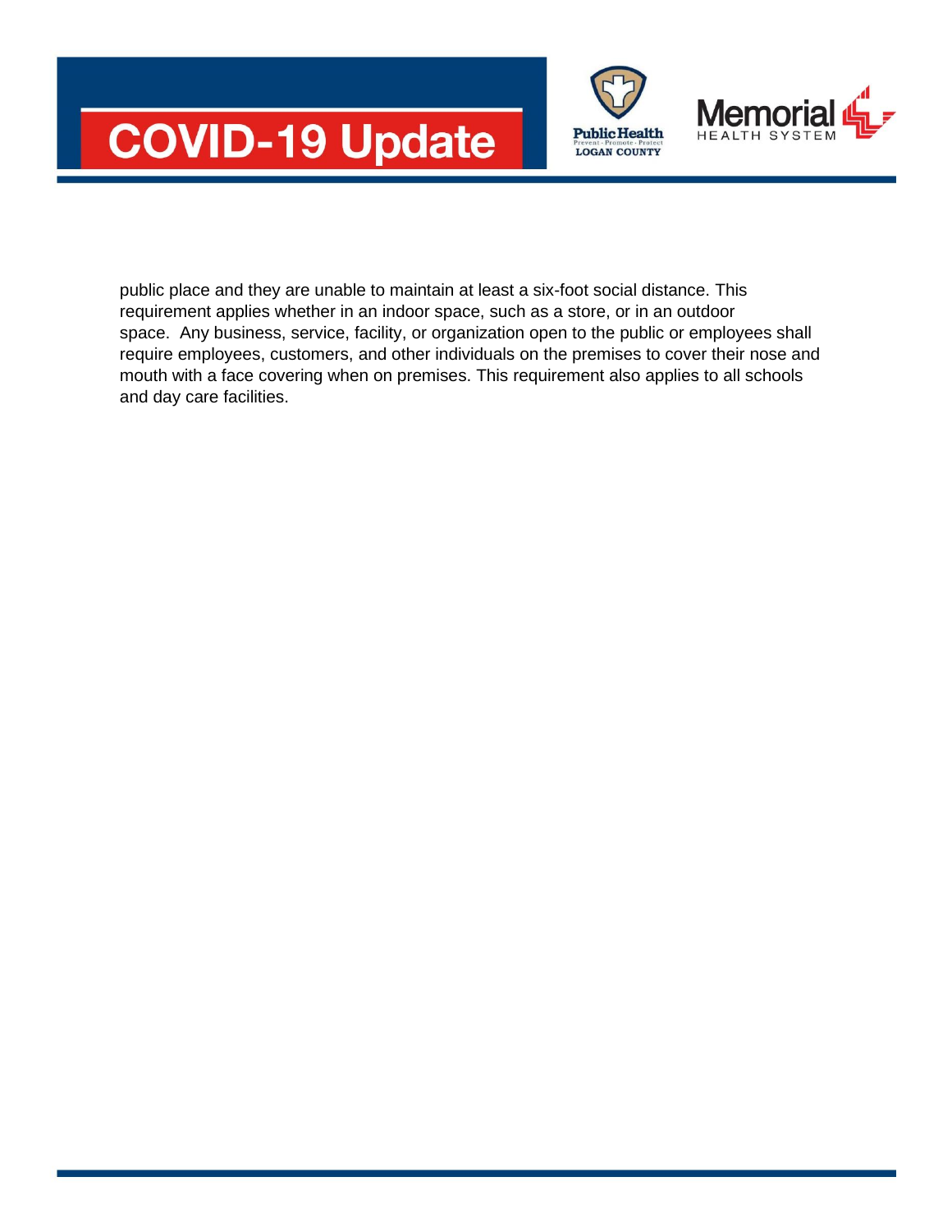public place and they are unable to maintain at least a six-foot social distance. This requirement applies whether in an indoor space, such as a store, or in an outdoor space. Any business, service, facility, or organization open to the public or employees shall require employees, customers, and other individuals on the premises to cover their nose and mouth with a face covering when on premises. This requirement also applies to all schools and day care facilities.